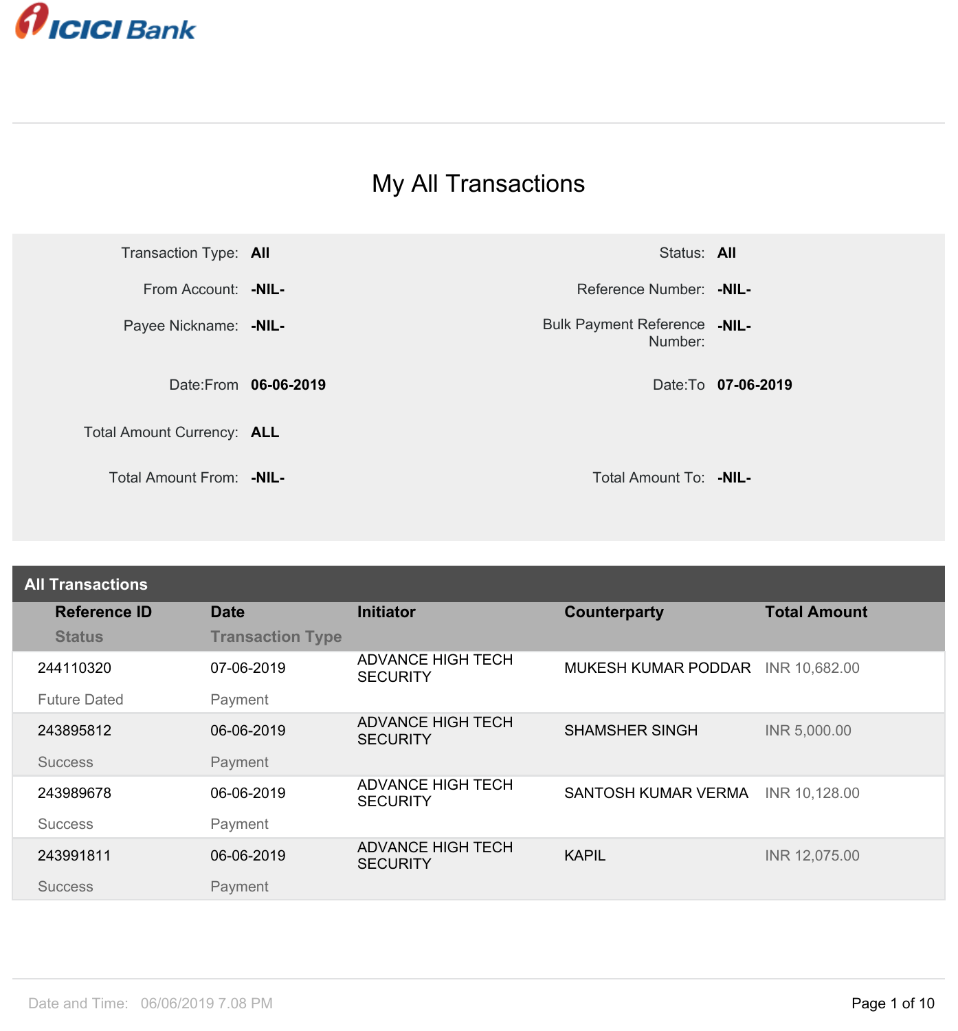ICICI Bank

# My All Transactions

| | | | |
|---|---|---|---|
| Transaction Type: | **All** | Status: | **All** |
| From Account: | **-NIL-** | Reference Number: | **-NIL-** |
| Payee Nickname: | **-NIL-** | Bulk Payment Reference Number: | **-NIL-** |
| Date:From | **06-06-2019** | Date:To | **07-06-2019** |
| Total Amount Currency: | **ALL** | | |
| Total Amount From: | **-NIL-** | Total Amount To: | **-NIL-** |

## All Transactions

| Reference ID<br>Status | Date<br>Transaction Type | Initiator | Counterparty | Total Amount |
|---|---|---|---|---|
| 244110320<br>Future Dated | 07-06-2019<br>Payment | ADVANCE HIGH TECH SECURITY | MUKESH KUMAR PODDAR | INR 10,682.00 |
| 243895812<br>Success | 06-06-2019<br>Payment | ADVANCE HIGH TECH SECURITY | SHAMSHER SINGH | INR 5,000.00 |
| 243989678<br>Success | 06-06-2019<br>Payment | ADVANCE HIGH TECH SECURITY | SANTOSH KUMAR VERMA | INR 10,128.00 |
| 243991811<br>Success | 06-06-2019<br>Payment | ADVANCE HIGH TECH SECURITY | KAPIL | INR 12,075.00 |

Date and Time: 06/06/2019 7.08 PM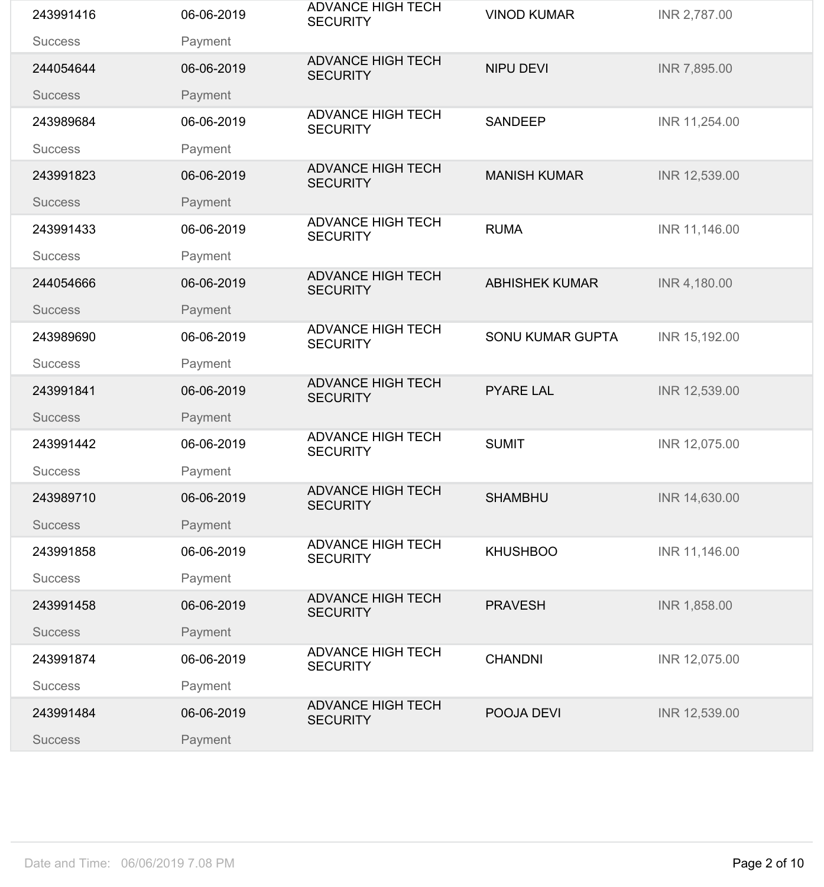| | | | | |
|---|---|---|---|---|
| 243991416<br>Success | 06-06-2019<br>Payment | ADVANCE HIGH TECH SECURITY | VINOD KUMAR | INR 2,787.00 |
| 244054644<br>Success | 06-06-2019<br>Payment | ADVANCE HIGH TECH SECURITY | NIPU DEVI | INR 7,895.00 |
| 243989684<br>Success | 06-06-2019<br>Payment | ADVANCE HIGH TECH SECURITY | SANDEEP | INR 11,254.00 |
| 243991823<br>Success | 06-06-2019<br>Payment | ADVANCE HIGH TECH SECURITY | MANISH KUMAR | INR 12,539.00 |
| 243991433<br>Success | 06-06-2019<br>Payment | ADVANCE HIGH TECH SECURITY | RUMA | INR 11,146.00 |
| 244054666<br>Success | 06-06-2019<br>Payment | ADVANCE HIGH TECH SECURITY | ABHISHEK KUMAR | INR 4,180.00 |
| 243989690<br>Success | 06-06-2019<br>Payment | ADVANCE HIGH TECH SECURITY | SONU KUMAR GUPTA | INR 15,192.00 |
| 243991841<br>Success | 06-06-2019<br>Payment | ADVANCE HIGH TECH SECURITY | PYARE LAL | INR 12,539.00 |
| 243991442<br>Success | 06-06-2019<br>Payment | ADVANCE HIGH TECH SECURITY | SUMIT | INR 12,075.00 |
| 243989710<br>Success | 06-06-2019<br>Payment | ADVANCE HIGH TECH SECURITY | SHAMBHU | INR 14,630.00 |
| 243991858<br>Success | 06-06-2019<br>Payment | ADVANCE HIGH TECH SECURITY | KHUSHBOO | INR 11,146.00 |
| 243991458<br>Success | 06-06-2019<br>Payment | ADVANCE HIGH TECH SECURITY | PRAVESH | INR 1,858.00 |
| 243991874<br>Success | 06-06-2019<br>Payment | ADVANCE HIGH TECH SECURITY | CHANDNI | INR 12,075.00 |
| 243991484<br>Success | 06-06-2019<br>Payment | ADVANCE HIGH TECH SECURITY | POOJA DEVI | INR 12,539.00 |

Date and Time: 06/06/2019 7.08 PM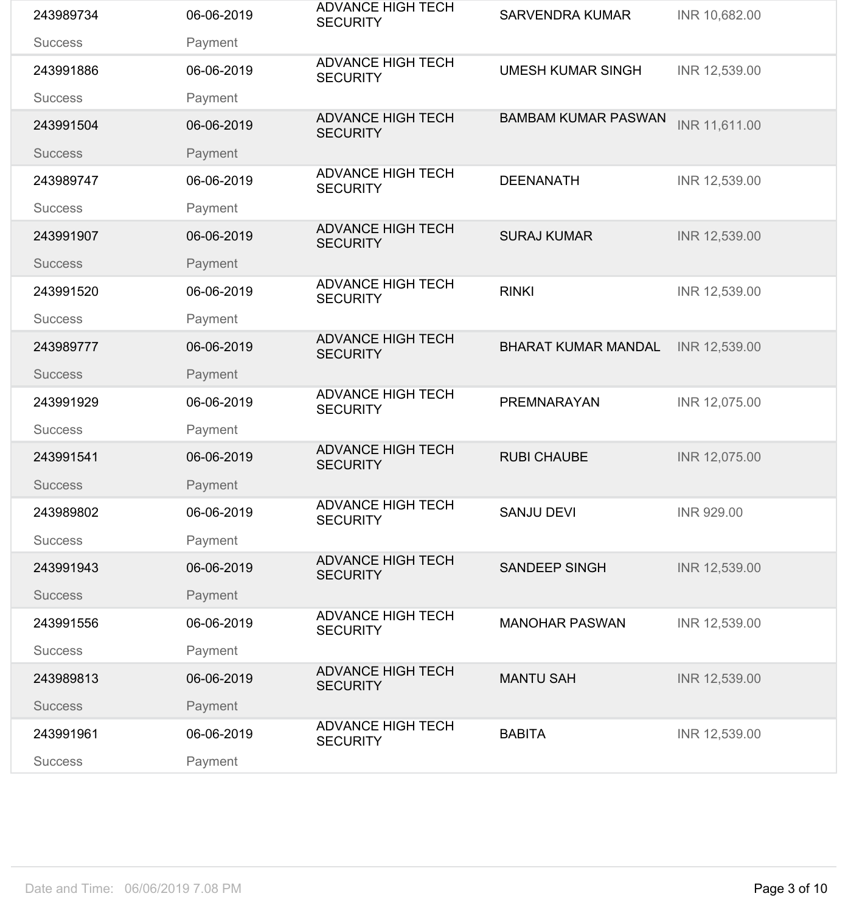| | | | | |
|---|---|---|---|---|
| 243989734<br>Success | 06-06-2019<br>Payment | ADVANCE HIGH TECH SECURITY | SARVENDRA KUMAR | INR 10,682.00 |
| 243991886<br>Success | 06-06-2019<br>Payment | ADVANCE HIGH TECH SECURITY | UMESH KUMAR SINGH | INR 12,539.00 |
| 243991504<br>Success | 06-06-2019<br>Payment | ADVANCE HIGH TECH SECURITY | BAMBAM KUMAR PASWAN | INR 11,611.00 |
| 243989747<br>Success | 06-06-2019<br>Payment | ADVANCE HIGH TECH SECURITY | DEENANATH | INR 12,539.00 |
| 243991907<br>Success | 06-06-2019<br>Payment | ADVANCE HIGH TECH SECURITY | SURAJ KUMAR | INR 12,539.00 |
| 243991520<br>Success | 06-06-2019<br>Payment | ADVANCE HIGH TECH SECURITY | RINKI | INR 12,539.00 |
| 243989777<br>Success | 06-06-2019<br>Payment | ADVANCE HIGH TECH SECURITY | BHARAT KUMAR MANDAL | INR 12,539.00 |
| 243991929<br>Success | 06-06-2019<br>Payment | ADVANCE HIGH TECH SECURITY | PREMNARAYAN | INR 12,075.00 |
| 243991541<br>Success | 06-06-2019<br>Payment | ADVANCE HIGH TECH SECURITY | RUBI CHAUBE | INR 12,075.00 |
| 243989802<br>Success | 06-06-2019<br>Payment | ADVANCE HIGH TECH SECURITY | SANJU DEVI | INR 929.00 |
| 243991943<br>Success | 06-06-2019<br>Payment | ADVANCE HIGH TECH SECURITY | SANDEEP SINGH | INR 12,539.00 |
| 243991556<br>Success | 06-06-2019<br>Payment | ADVANCE HIGH TECH SECURITY | MANOHAR PASWAN | INR 12,539.00 |
| 243989813<br>Success | 06-06-2019<br>Payment | ADVANCE HIGH TECH SECURITY | MANTU SAH | INR 12,539.00 |
| 243991961<br>Success | 06-06-2019<br>Payment | ADVANCE HIGH TECH SECURITY | BABITA | INR 12,539.00 |

Date and Time: 06/06/2019 7.08 PM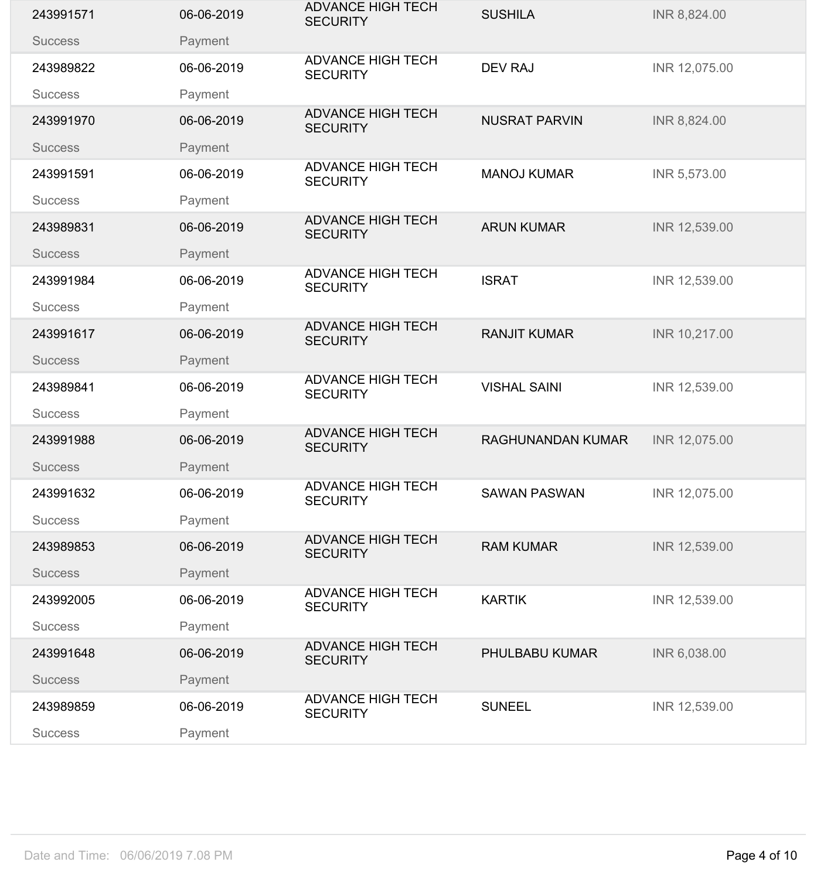| | | | | |
|---|---|---|---|---|
| 243991571 | 06-06-2019 | ADVANCE HIGH TECH SECURITY | SUSHILA | INR 8,824.00 |
| Success | Payment | | | |
| 243989822 | 06-06-2019 | ADVANCE HIGH TECH SECURITY | DEV RAJ | INR 12,075.00 |
| Success | Payment | | | |
| 243991970 | 06-06-2019 | ADVANCE HIGH TECH SECURITY | NUSRAT PARVIN | INR 8,824.00 |
| Success | Payment | | | |
| 243991591 | 06-06-2019 | ADVANCE HIGH TECH SECURITY | MANOJ KUMAR | INR 5,573.00 |
| Success | Payment | | | |
| 243989831 | 06-06-2019 | ADVANCE HIGH TECH SECURITY | ARUN KUMAR | INR 12,539.00 |
| Success | Payment | | | |
| 243991984 | 06-06-2019 | ADVANCE HIGH TECH SECURITY | ISRAT | INR 12,539.00 |
| Success | Payment | | | |
| 243991617 | 06-06-2019 | ADVANCE HIGH TECH SECURITY | RANJIT KUMAR | INR 10,217.00 |
| Success | Payment | | | |
| 243989841 | 06-06-2019 | ADVANCE HIGH TECH SECURITY | VISHAL SAINI | INR 12,539.00 |
| Success | Payment | | | |
| 243991988 | 06-06-2019 | ADVANCE HIGH TECH SECURITY | RAGHUNANDAN KUMAR | INR 12,075.00 |
| Success | Payment | | | |
| 243991632 | 06-06-2019 | ADVANCE HIGH TECH SECURITY | SAWAN PASWAN | INR 12,075.00 |
| Success | Payment | | | |
| 243989853 | 06-06-2019 | ADVANCE HIGH TECH SECURITY | RAM KUMAR | INR 12,539.00 |
| Success | Payment | | | |
| 243992005 | 06-06-2019 | ADVANCE HIGH TECH SECURITY | KARTIK | INR 12,539.00 |
| Success | Payment | | | |
| 243991648 | 06-06-2019 | ADVANCE HIGH TECH SECURITY | PHULBABU KUMAR | INR 6,038.00 |
| Success | Payment | | | |
| 243989859 | 06-06-2019 | ADVANCE HIGH TECH SECURITY | SUNEEL | INR 12,539.00 |
| Success | Payment | | | |

Date and Time: 06/06/2019 7.08 PM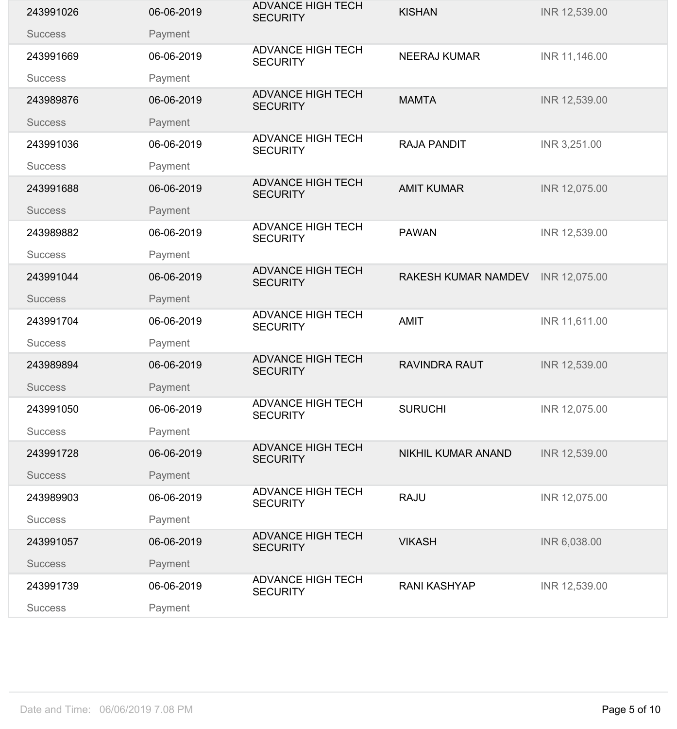| | | | | |
|---|---|---|---|---|
| 243991026 | 06-06-2019 | ADVANCE HIGH TECH SECURITY | KISHAN | INR 12,539.00 |
| Success | Payment | | | |
| 243991669 | 06-06-2019 | ADVANCE HIGH TECH SECURITY | NEERAJ KUMAR | INR 11,146.00 |
| Success | Payment | | | |
| 243989876 | 06-06-2019 | ADVANCE HIGH TECH SECURITY | MAMTA | INR 12,539.00 |
| Success | Payment | | | |
| 243991036 | 06-06-2019 | ADVANCE HIGH TECH SECURITY | RAJA PANDIT | INR 3,251.00 |
| Success | Payment | | | |
| 243991688 | 06-06-2019 | ADVANCE HIGH TECH SECURITY | AMIT KUMAR | INR 12,075.00 |
| Success | Payment | | | |
| 243989882 | 06-06-2019 | ADVANCE HIGH TECH SECURITY | PAWAN | INR 12,539.00 |
| Success | Payment | | | |
| 243991044 | 06-06-2019 | ADVANCE HIGH TECH SECURITY | RAKESH KUMAR NAMDEV | INR 12,075.00 |
| Success | Payment | | | |
| 243991704 | 06-06-2019 | ADVANCE HIGH TECH SECURITY | AMIT | INR 11,611.00 |
| Success | Payment | | | |
| 243989894 | 06-06-2019 | ADVANCE HIGH TECH SECURITY | RAVINDRA RAUT | INR 12,539.00 |
| Success | Payment | | | |
| 243991050 | 06-06-2019 | ADVANCE HIGH TECH SECURITY | SURUCHI | INR 12,075.00 |
| Success | Payment | | | |
| 243991728 | 06-06-2019 | ADVANCE HIGH TECH SECURITY | NIKHIL KUMAR ANAND | INR 12,539.00 |
| Success | Payment | | | |
| 243989903 | 06-06-2019 | ADVANCE HIGH TECH SECURITY | RAJU | INR 12,075.00 |
| Success | Payment | | | |
| 243991057 | 06-06-2019 | ADVANCE HIGH TECH SECURITY | VIKASH | INR 6,038.00 |
| Success | Payment | | | |
| 243991739 | 06-06-2019 | ADVANCE HIGH TECH SECURITY | RANI KASHYAP | INR 12,539.00 |
| Success | Payment | | | |

Date and Time: 06/06/2019 7.08 PM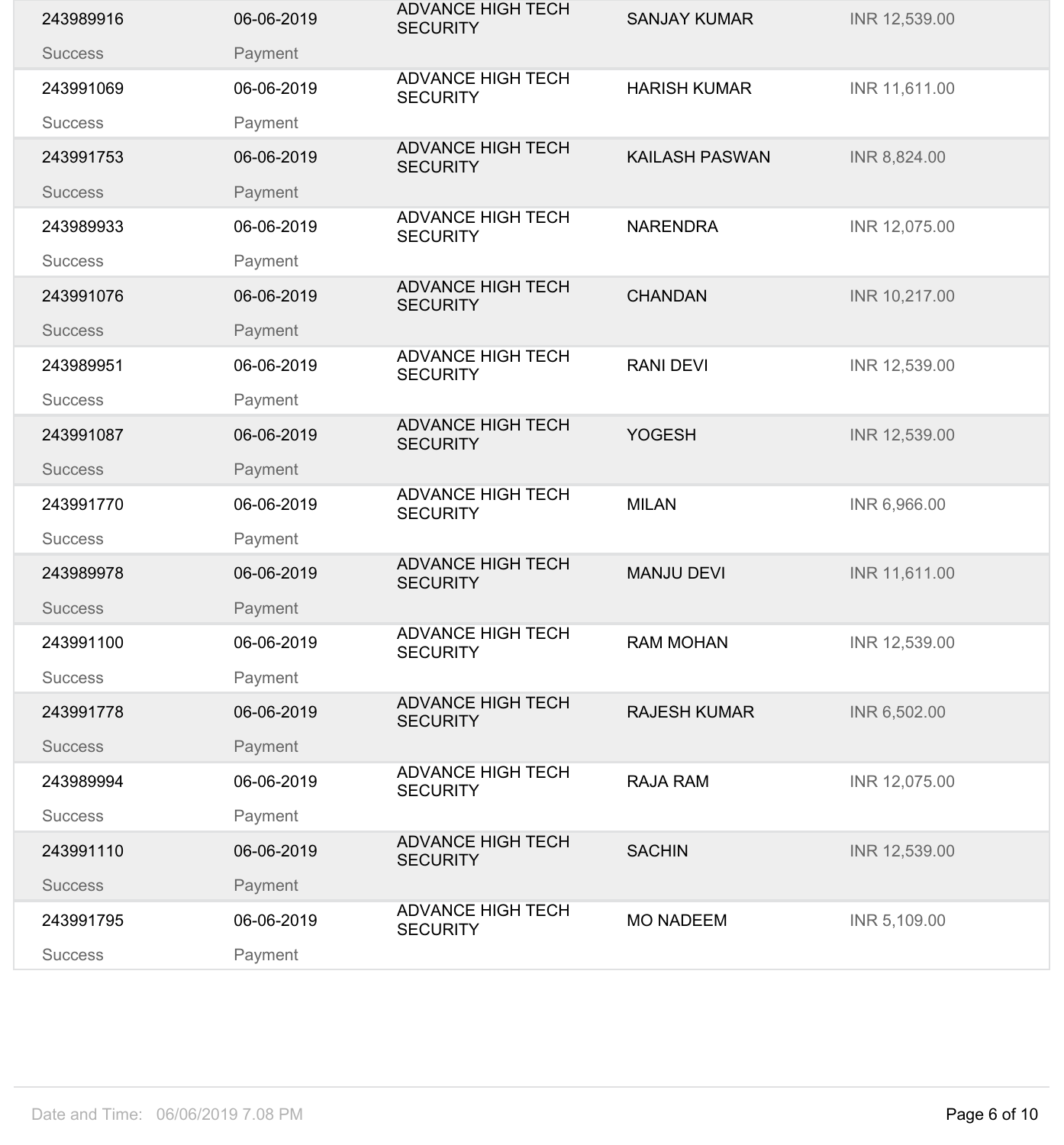| | | | | |
|---|---|---|---|---|
| 243989916 | 06-06-2019 | ADVANCE HIGH TECH SECURITY | SANJAY KUMAR | INR 12,539.00 |
| Success | Payment | | | |
| 243991069 | 06-06-2019 | ADVANCE HIGH TECH SECURITY | HARISH KUMAR | INR 11,611.00 |
| Success | Payment | | | |
| 243991753 | 06-06-2019 | ADVANCE HIGH TECH SECURITY | KAILASH PASWAN | INR 8,824.00 |
| Success | Payment | | | |
| 243989933 | 06-06-2019 | ADVANCE HIGH TECH SECURITY | NARENDRA | INR 12,075.00 |
| Success | Payment | | | |
| 243991076 | 06-06-2019 | ADVANCE HIGH TECH SECURITY | CHANDAN | INR 10,217.00 |
| Success | Payment | | | |
| 243989951 | 06-06-2019 | ADVANCE HIGH TECH SECURITY | RANI DEVI | INR 12,539.00 |
| Success | Payment | | | |
| 243991087 | 06-06-2019 | ADVANCE HIGH TECH SECURITY | YOGESH | INR 12,539.00 |
| Success | Payment | | | |
| 243991770 | 06-06-2019 | ADVANCE HIGH TECH SECURITY | MILAN | INR 6,966.00 |
| Success | Payment | | | |
| 243989978 | 06-06-2019 | ADVANCE HIGH TECH SECURITY | MANJU DEVI | INR 11,611.00 |
| Success | Payment | | | |
| 243991100 | 06-06-2019 | ADVANCE HIGH TECH SECURITY | RAM MOHAN | INR 12,539.00 |
| Success | Payment | | | |
| 243991778 | 06-06-2019 | ADVANCE HIGH TECH SECURITY | RAJESH KUMAR | INR 6,502.00 |
| Success | Payment | | | |
| 243989994 | 06-06-2019 | ADVANCE HIGH TECH SECURITY | RAJA RAM | INR 12,075.00 |
| Success | Payment | | | |
| 243991110 | 06-06-2019 | ADVANCE HIGH TECH SECURITY | SACHIN | INR 12,539.00 |
| Success | Payment | | | |
| 243991795 | 06-06-2019 | ADVANCE HIGH TECH SECURITY | MO NADEEM | INR 5,109.00 |
| Success | Payment | | | |

Date and Time: 06/06/2019 7.08 PM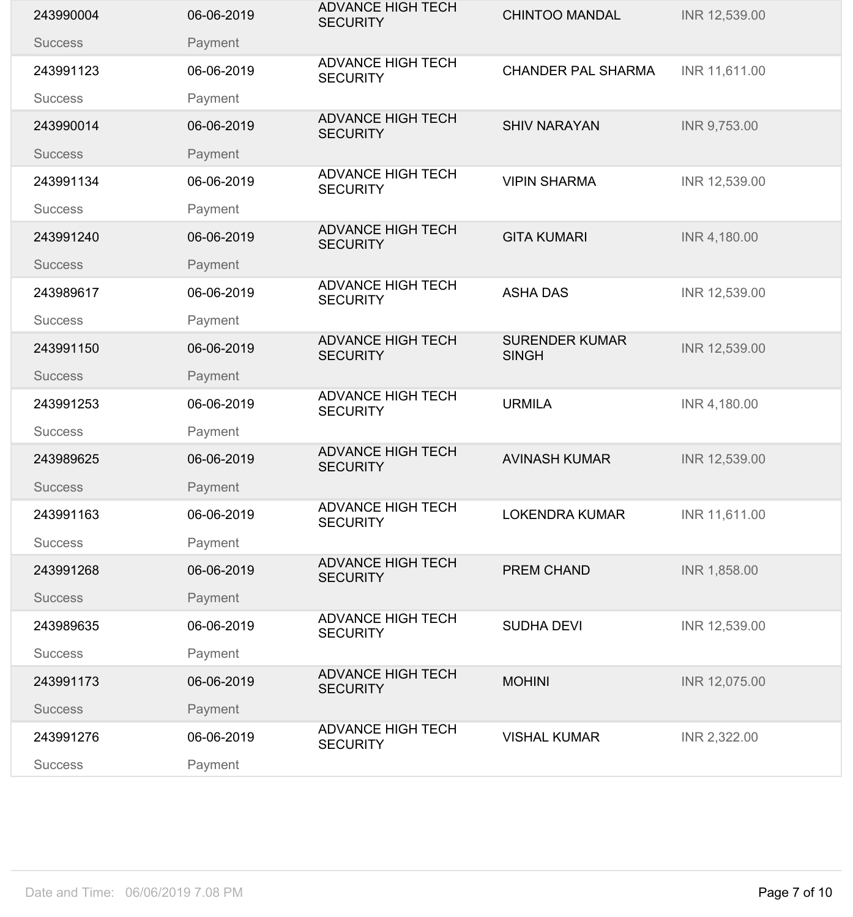| | | | | |
|---|---|---|---|---|
| 243990004<br>Success | 06-06-2019<br>Payment | ADVANCE HIGH TECH SECURITY | CHINTOO MANDAL | INR 12,539.00 |
| 243991123<br>Success | 06-06-2019<br>Payment | ADVANCE HIGH TECH SECURITY | CHANDER PAL SHARMA | INR 11,611.00 |
| 243990014<br>Success | 06-06-2019<br>Payment | ADVANCE HIGH TECH SECURITY | SHIV NARAYAN | INR 9,753.00 |
| 243991134<br>Success | 06-06-2019<br>Payment | ADVANCE HIGH TECH SECURITY | VIPIN SHARMA | INR 12,539.00 |
| 243991240<br>Success | 06-06-2019<br>Payment | ADVANCE HIGH TECH SECURITY | GITA KUMARI | INR 4,180.00 |
| 243989617<br>Success | 06-06-2019<br>Payment | ADVANCE HIGH TECH SECURITY | ASHA DAS | INR 12,539.00 |
| 243991150<br>Success | 06-06-2019<br>Payment | ADVANCE HIGH TECH SECURITY | SURENDER KUMAR SINGH | INR 12,539.00 |
| 243991253<br>Success | 06-06-2019<br>Payment | ADVANCE HIGH TECH SECURITY | URMILA | INR 4,180.00 |
| 243989625<br>Success | 06-06-2019<br>Payment | ADVANCE HIGH TECH SECURITY | AVINASH KUMAR | INR 12,539.00 |
| 243991163<br>Success | 06-06-2019<br>Payment | ADVANCE HIGH TECH SECURITY | LOKENDRA KUMAR | INR 11,611.00 |
| 243991268<br>Success | 06-06-2019<br>Payment | ADVANCE HIGH TECH SECURITY | PREM CHAND | INR 1,858.00 |
| 243989635<br>Success | 06-06-2019<br>Payment | ADVANCE HIGH TECH SECURITY | SUDHA DEVI | INR 12,539.00 |
| 243991173<br>Success | 06-06-2019<br>Payment | ADVANCE HIGH TECH SECURITY | MOHINI | INR 12,075.00 |
| 243991276<br>Success | 06-06-2019<br>Payment | ADVANCE HIGH TECH SECURITY | VISHAL KUMAR | INR 2,322.00 |

Date and Time: 06/06/2019 7.08 PM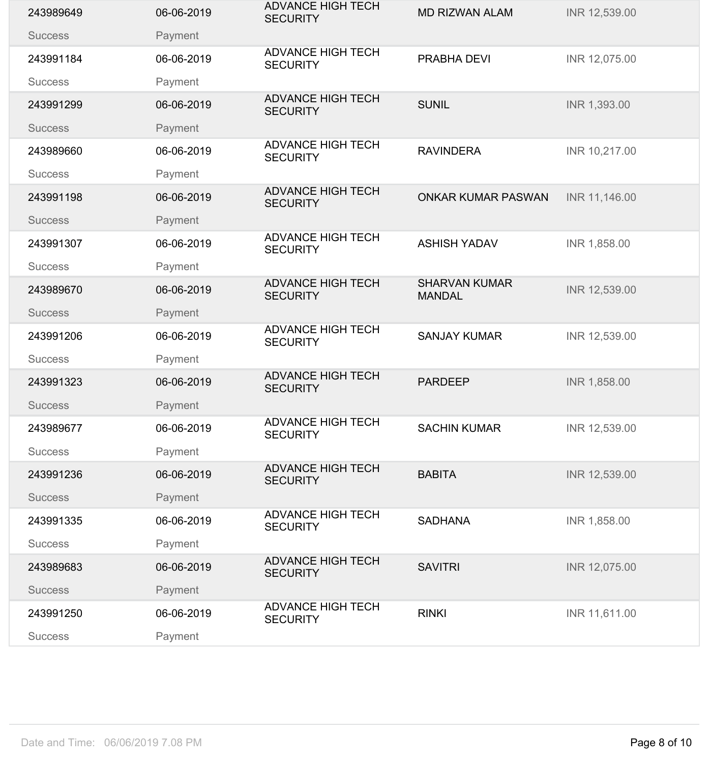| | | | | |
|---|---|---|---|---|
| 243989649<br>Success | 06-06-2019<br>Payment | ADVANCE HIGH TECH SECURITY | MD RIZWAN ALAM | INR 12,539.00 |
| 243991184<br>Success | 06-06-2019<br>Payment | ADVANCE HIGH TECH SECURITY | PRABHA DEVI | INR 12,075.00 |
| 243991299<br>Success | 06-06-2019<br>Payment | ADVANCE HIGH TECH SECURITY | SUNIL | INR 1,393.00 |
| 243989660<br>Success | 06-06-2019<br>Payment | ADVANCE HIGH TECH SECURITY | RAVINDERA | INR 10,217.00 |
| 243991198<br>Success | 06-06-2019<br>Payment | ADVANCE HIGH TECH SECURITY | ONKAR KUMAR PASWAN | INR 11,146.00 |
| 243991307<br>Success | 06-06-2019<br>Payment | ADVANCE HIGH TECH SECURITY | ASHISH YADAV | INR 1,858.00 |
| 243989670<br>Success | 06-06-2019<br>Payment | ADVANCE HIGH TECH SECURITY | SHARVAN KUMAR MANDAL | INR 12,539.00 |
| 243991206<br>Success | 06-06-2019<br>Payment | ADVANCE HIGH TECH SECURITY | SANJAY KUMAR | INR 12,539.00 |
| 243991323<br>Success | 06-06-2019<br>Payment | ADVANCE HIGH TECH SECURITY | PARDEEP | INR 1,858.00 |
| 243989677<br>Success | 06-06-2019<br>Payment | ADVANCE HIGH TECH SECURITY | SACHIN KUMAR | INR 12,539.00 |
| 243991236<br>Success | 06-06-2019<br>Payment | ADVANCE HIGH TECH SECURITY | BABITA | INR 12,539.00 |
| 243991335<br>Success | 06-06-2019<br>Payment | ADVANCE HIGH TECH SECURITY | SADHANA | INR 1,858.00 |
| 243989683<br>Success | 06-06-2019<br>Payment | ADVANCE HIGH TECH SECURITY | SAVITRI | INR 12,075.00 |
| 243991250<br>Success | 06-06-2019<br>Payment | ADVANCE HIGH TECH SECURITY | RINKI | INR 11,611.00 |

Date and Time: 06/06/2019 7.08 PM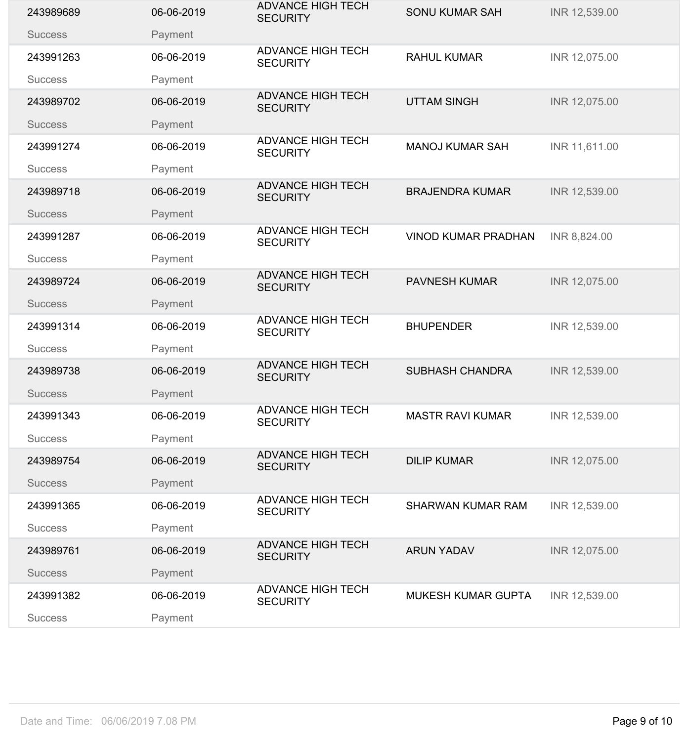| | | | | |
|---|---|---|---|---|
| 243989689 | 06-06-2019 | ADVANCE HIGH TECH SECURITY | SONU KUMAR SAH | INR 12,539.00 |
| Success | Payment | | | |
| 243991263 | 06-06-2019 | ADVANCE HIGH TECH SECURITY | RAHUL KUMAR | INR 12,075.00 |
| Success | Payment | | | |
| 243989702 | 06-06-2019 | ADVANCE HIGH TECH SECURITY | UTTAM SINGH | INR 12,075.00 |
| Success | Payment | | | |
| 243991274 | 06-06-2019 | ADVANCE HIGH TECH SECURITY | MANOJ KUMAR SAH | INR 11,611.00 |
| Success | Payment | | | |
| 243989718 | 06-06-2019 | ADVANCE HIGH TECH SECURITY | BRAJENDRA KUMAR | INR 12,539.00 |
| Success | Payment | | | |
| 243991287 | 06-06-2019 | ADVANCE HIGH TECH SECURITY | VINOD KUMAR PRADHAN | INR 8,824.00 |
| Success | Payment | | | |
| 243989724 | 06-06-2019 | ADVANCE HIGH TECH SECURITY | PAVNESH KUMAR | INR 12,075.00 |
| Success | Payment | | | |
| 243991314 | 06-06-2019 | ADVANCE HIGH TECH SECURITY | BHUPENDER | INR 12,539.00 |
| Success | Payment | | | |
| 243989738 | 06-06-2019 | ADVANCE HIGH TECH SECURITY | SUBHASH CHANDRA | INR 12,539.00 |
| Success | Payment | | | |
| 243991343 | 06-06-2019 | ADVANCE HIGH TECH SECURITY | MASTR RAVI KUMAR | INR 12,539.00 |
| Success | Payment | | | |
| 243989754 | 06-06-2019 | ADVANCE HIGH TECH SECURITY | DILIP KUMAR | INR 12,075.00 |
| Success | Payment | | | |
| 243991365 | 06-06-2019 | ADVANCE HIGH TECH SECURITY | SHARWAN KUMAR RAM | INR 12,539.00 |
| Success | Payment | | | |
| 243989761 | 06-06-2019 | ADVANCE HIGH TECH SECURITY | ARUN YADAV | INR 12,075.00 |
| Success | Payment | | | |
| 243991382 | 06-06-2019 | ADVANCE HIGH TECH SECURITY | MUKESH KUMAR GUPTA | INR 12,539.00 |
| Success | Payment | | | |

Date and Time: 06/06/2019 7.08 PM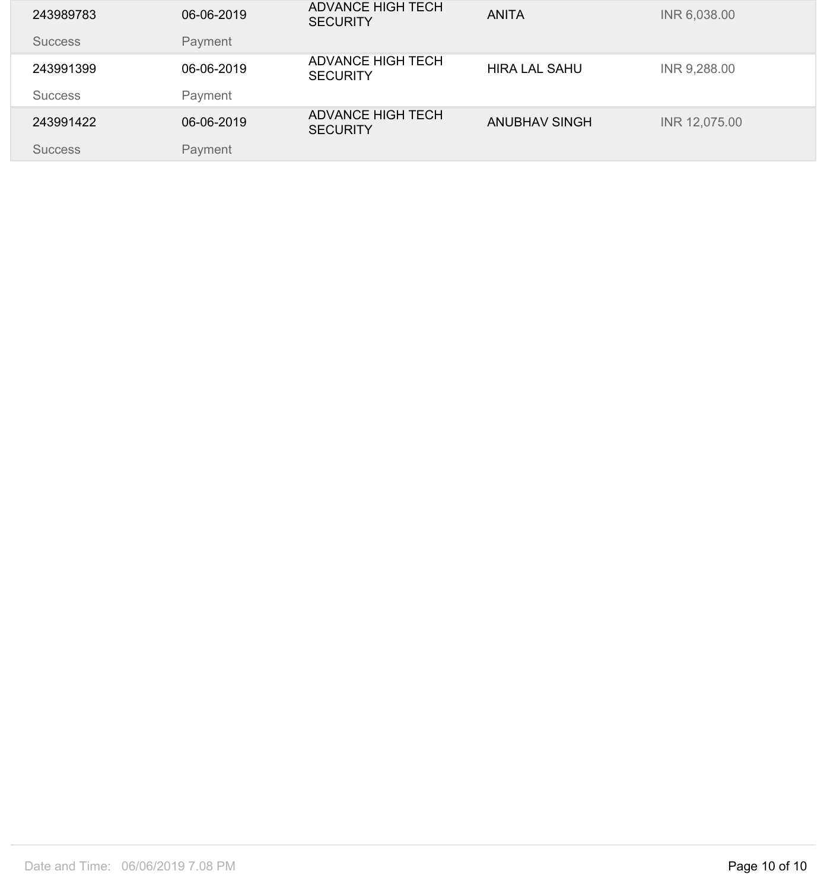| | | | | |
|---|---|---|---|---|
| 243989783 | 06-06-2019 | ADVANCE HIGH TECH SECURITY | ANITA | INR 6,038.00 |
| Success | Payment | | | |
| 243991399 | 06-06-2019 | ADVANCE HIGH TECH SECURITY | HIRA LAL SAHU | INR 9,288.00 |
| Success | Payment | | | |
| 243991422 | 06-06-2019 | ADVANCE HIGH TECH SECURITY | ANUBHAV SINGH | INR 12,075.00 |
| Success | Payment | | | |

Date and Time: 06/06/2019 7.08 PM